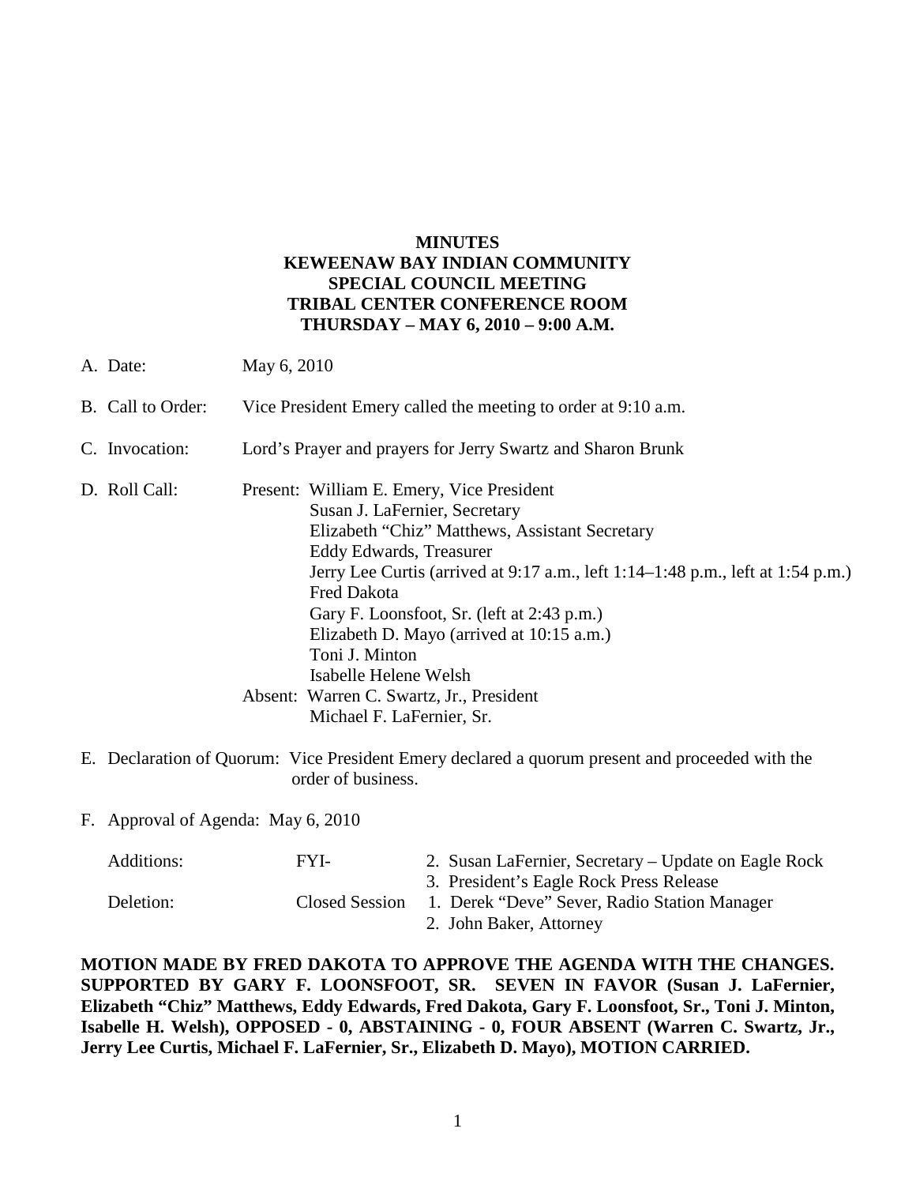# MINUTES
# KEWEENAW BAY INDIAN COMMUNITY
# SPECIAL COUNCIL MEETING
# TRIBAL CENTER CONFERENCE ROOM
# THURSDAY – MAY 6, 2010 – 9:00 A.M.

A. Date: May 6, 2010

B. Call to Order: Vice President Emery called the meeting to order at 9:10 a.m.

C. Invocation: Lord's Prayer and prayers for Jerry Swartz and Sharon Brunk

D. Roll Call: Present: William E. Emery, Vice President
Susan J. LaFernier, Secretary
Elizabeth "Chiz" Matthews, Assistant Secretary
Eddy Edwards, Treasurer
Jerry Lee Curtis (arrived at 9:17 a.m., left 1:14–1:48 p.m., left at 1:54 p.m.)
Fred Dakota
Gary F. Loonsfoot, Sr. (left at 2:43 p.m.)
Elizabeth D. Mayo (arrived at 10:15 a.m.)
Toni J. Minton
Isabelle Helene Welsh
Absent: Warren C. Swartz, Jr., President
Michael F. LaFernier, Sr.

E. Declaration of Quorum: Vice President Emery declared a quorum present and proceeded with the order of business.

F. Approval of Agenda: May 6, 2010

| | | |
|---|---|---|
| Additions: | FYI- | 2. Susan LaFernier, Secretary – Update on Eagle Rock |
| | | 3. President's Eagle Rock Press Release |
| Deletion: | Closed Session | 1. Derek "Deve" Sever, Radio Station Manager |
| | | 2. John Baker, Attorney |

**MOTION MADE BY FRED DAKOTA TO APPROVE THE AGENDA WITH THE CHANGES. SUPPORTED BY GARY F. LOONSFOOT, SR. SEVEN IN FAVOR (Susan J. LaFernier, Elizabeth "Chiz" Matthews, Eddy Edwards, Fred Dakota, Gary F. Loonsfoot, Sr., Toni J. Minton, Isabelle H. Welsh), OPPOSED - 0, ABSTAINING - 0, FOUR ABSENT (Warren C. Swartz, Jr., Jerry Lee Curtis, Michael F. LaFernier, Sr., Elizabeth D. Mayo), MOTION CARRIED.**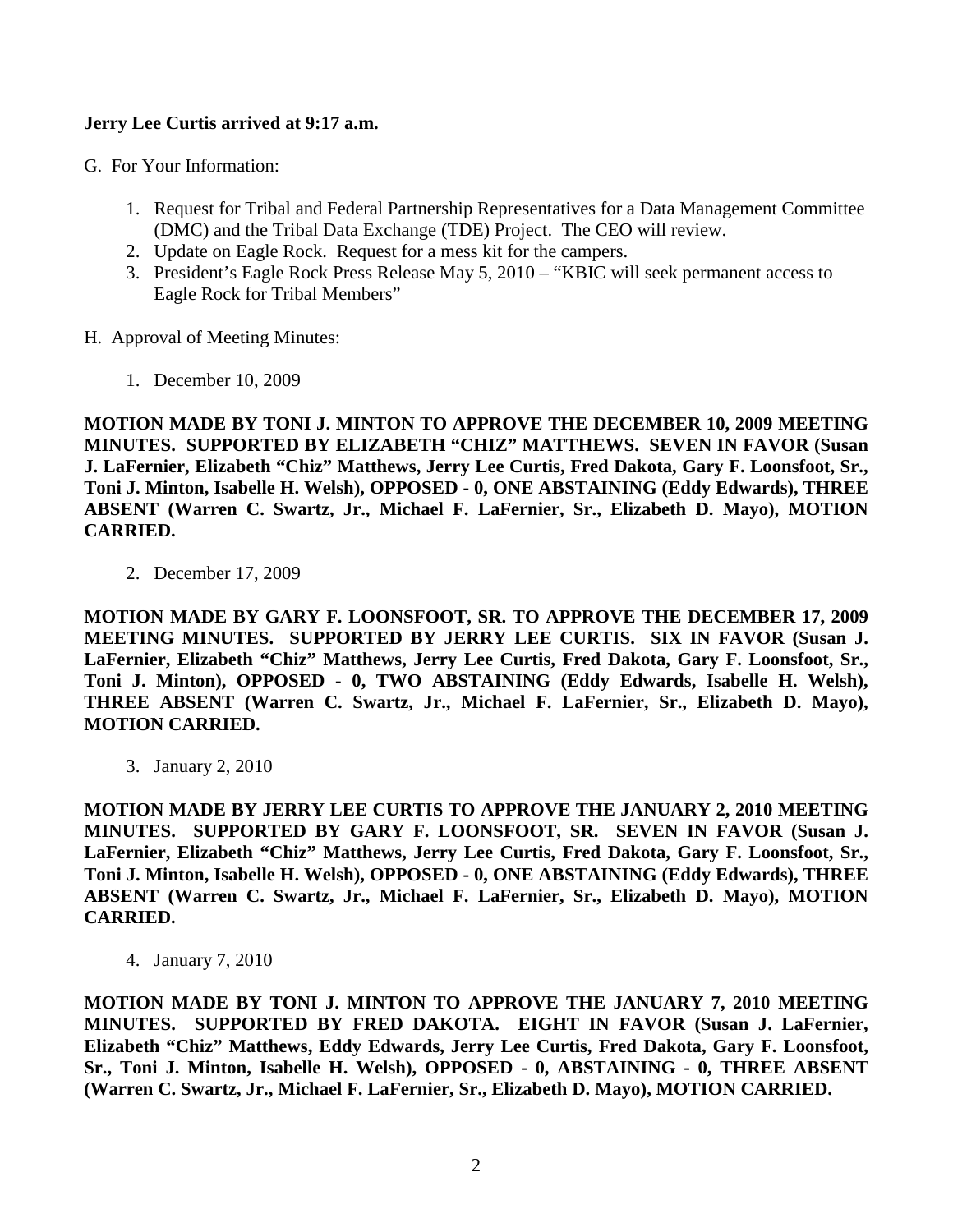**Jerry Lee Curtis arrived at 9:17 a.m.**

G. For Your Information:

1. Request for Tribal and Federal Partnership Representatives for a Data Management Committee (DMC) and the Tribal Data Exchange (TDE) Project. The CEO will review.
2. Update on Eagle Rock. Request for a mess kit for the campers.
3. President's Eagle Rock Press Release May 5, 2010 – "KBIC will seek permanent access to Eagle Rock for Tribal Members"

H. Approval of Meeting Minutes:

1. December 10, 2009

**MOTION MADE BY TONI J. MINTON TO APPROVE THE DECEMBER 10, 2009 MEETING MINUTES. SUPPORTED BY ELIZABETH "CHIZ" MATTHEWS. SEVEN IN FAVOR (Susan J. LaFernier, Elizabeth "Chiz" Matthews, Jerry Lee Curtis, Fred Dakota, Gary F. Loonsfoot, Sr., Toni J. Minton, Isabelle H. Welsh), OPPOSED - 0, ONE ABSTAINING (Eddy Edwards), THREE ABSENT (Warren C. Swartz, Jr., Michael F. LaFernier, Sr., Elizabeth D. Mayo), MOTION CARRIED.**

2. December 17, 2009

**MOTION MADE BY GARY F. LOONSFOOT, SR. TO APPROVE THE DECEMBER 17, 2009 MEETING MINUTES. SUPPORTED BY JERRY LEE CURTIS. SIX IN FAVOR (Susan J. LaFernier, Elizabeth "Chiz" Matthews, Jerry Lee Curtis, Fred Dakota, Gary F. Loonsfoot, Sr., Toni J. Minton), OPPOSED - 0, TWO ABSTAINING (Eddy Edwards, Isabelle H. Welsh), THREE ABSENT (Warren C. Swartz, Jr., Michael F. LaFernier, Sr., Elizabeth D. Mayo), MOTION CARRIED.**

3. January 2, 2010

**MOTION MADE BY JERRY LEE CURTIS TO APPROVE THE JANUARY 2, 2010 MEETING MINUTES. SUPPORTED BY GARY F. LOONSFOOT, SR. SEVEN IN FAVOR (Susan J. LaFernier, Elizabeth "Chiz" Matthews, Jerry Lee Curtis, Fred Dakota, Gary F. Loonsfoot, Sr., Toni J. Minton, Isabelle H. Welsh), OPPOSED - 0, ONE ABSTAINING (Eddy Edwards), THREE ABSENT (Warren C. Swartz, Jr., Michael F. LaFernier, Sr., Elizabeth D. Mayo), MOTION CARRIED.**

4. January 7, 2010

**MOTION MADE BY TONI J. MINTON TO APPROVE THE JANUARY 7, 2010 MEETING MINUTES. SUPPORTED BY FRED DAKOTA. EIGHT IN FAVOR (Susan J. LaFernier, Elizabeth "Chiz" Matthews, Eddy Edwards, Jerry Lee Curtis, Fred Dakota, Gary F. Loonsfoot, Sr., Toni J. Minton, Isabelle H. Welsh), OPPOSED - 0, ABSTAINING - 0, THREE ABSENT (Warren C. Swartz, Jr., Michael F. LaFernier, Sr., Elizabeth D. Mayo), MOTION CARRIED.**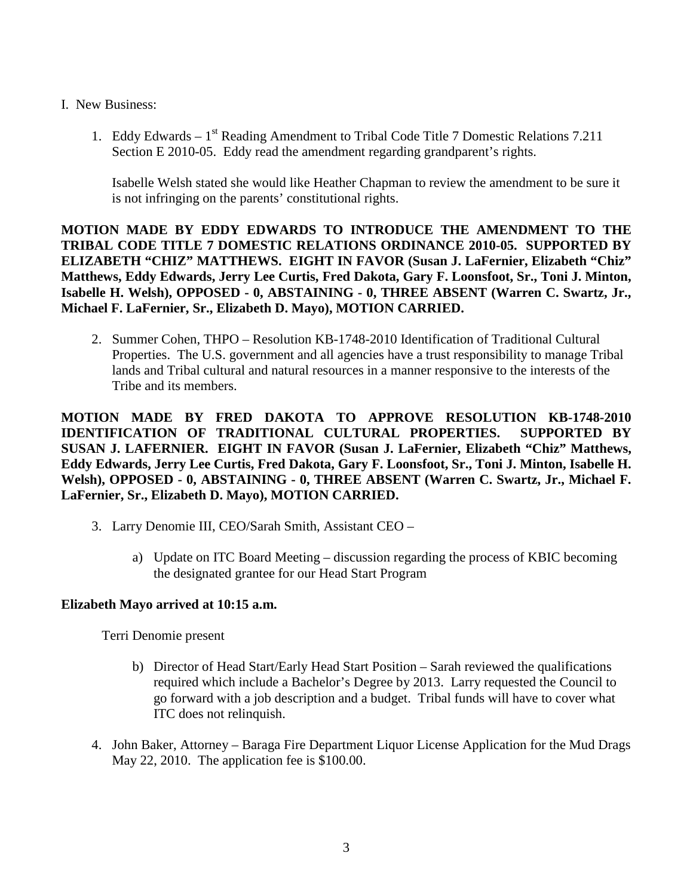I. New Business:

1. Eddy Edwards – 1st Reading Amendment to Tribal Code Title 7 Domestic Relations 7.211 Section E 2010-05. Eddy read the amendment regarding grandparent's rights.

   Isabelle Welsh stated she would like Heather Chapman to review the amendment to be sure it is not infringing on the parents' constitutional rights.

**MOTION MADE BY EDDY EDWARDS TO INTRODUCE THE AMENDMENT TO THE TRIBAL CODE TITLE 7 DOMESTIC RELATIONS ORDINANCE 2010-05. SUPPORTED BY ELIZABETH "CHIZ" MATTHEWS. EIGHT IN FAVOR (Susan J. LaFernier, Elizabeth "Chiz" Matthews, Eddy Edwards, Jerry Lee Curtis, Fred Dakota, Gary F. Loonsfoot, Sr., Toni J. Minton, Isabelle H. Welsh), OPPOSED - 0, ABSTAINING - 0, THREE ABSENT (Warren C. Swartz, Jr., Michael F. LaFernier, Sr., Elizabeth D. Mayo), MOTION CARRIED.**

2. Summer Cohen, THPO – Resolution KB-1748-2010 Identification of Traditional Cultural Properties. The U.S. government and all agencies have a trust responsibility to manage Tribal lands and Tribal cultural and natural resources in a manner responsive to the interests of the Tribe and its members.

**MOTION MADE BY FRED DAKOTA TO APPROVE RESOLUTION KB-1748-2010 IDENTIFICATION OF TRADITIONAL CULTURAL PROPERTIES. SUPPORTED BY SUSAN J. LAFERNIER. EIGHT IN FAVOR (Susan J. LaFernier, Elizabeth "Chiz" Matthews, Eddy Edwards, Jerry Lee Curtis, Fred Dakota, Gary F. Loonsfoot, Sr., Toni J. Minton, Isabelle H. Welsh), OPPOSED - 0, ABSTAINING - 0, THREE ABSENT (Warren C. Swartz, Jr., Michael F. LaFernier, Sr., Elizabeth D. Mayo), MOTION CARRIED.**

3. Larry Denomie III, CEO/Sarah Smith, Assistant CEO –

   a) Update on ITC Board Meeting – discussion regarding the process of KBIC becoming the designated grantee for our Head Start Program

**Elizabeth Mayo arrived at 10:15 a.m.**

Terri Denomie present

   b) Director of Head Start/Early Head Start Position – Sarah reviewed the qualifications required which include a Bachelor's Degree by 2013. Larry requested the Council to go forward with a job description and a budget. Tribal funds will have to cover what ITC does not relinquish.

4. John Baker, Attorney – Baraga Fire Department Liquor License Application for the Mud Drags May 22, 2010. The application fee is $100.00.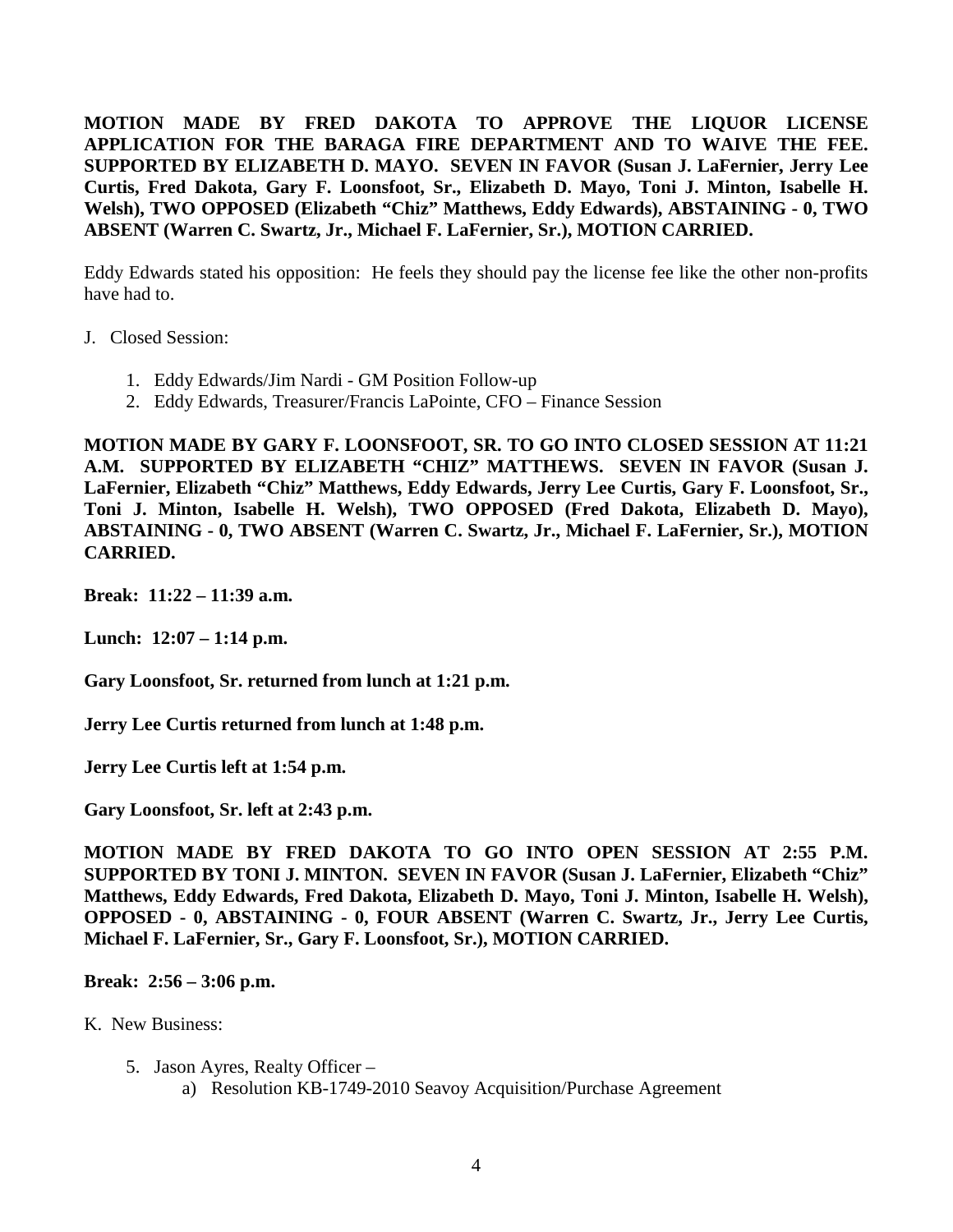**MOTION MADE BY FRED DAKOTA TO APPROVE THE LIQUOR LICENSE APPLICATION FOR THE BARAGA FIRE DEPARTMENT AND TO WAIVE THE FEE. SUPPORTED BY ELIZABETH D. MAYO. SEVEN IN FAVOR (Susan J. LaFernier, Jerry Lee Curtis, Fred Dakota, Gary F. Loonsfoot, Sr., Elizabeth D. Mayo, Toni J. Minton, Isabelle H. Welsh), TWO OPPOSED (Elizabeth "Chiz" Matthews, Eddy Edwards), ABSTAINING - 0, TWO ABSENT (Warren C. Swartz, Jr., Michael F. LaFernier, Sr.), MOTION CARRIED.**

Eddy Edwards stated his opposition: He feels they should pay the license fee like the other non-profits have had to.

J. Closed Session:

1. Eddy Edwards/Jim Nardi - GM Position Follow-up
2. Eddy Edwards, Treasurer/Francis LaPointe, CFO – Finance Session

**MOTION MADE BY GARY F. LOONSFOOT, SR. TO GO INTO CLOSED SESSION AT 11:21 A.M. SUPPORTED BY ELIZABETH "CHIZ" MATTHEWS. SEVEN IN FAVOR (Susan J. LaFernier, Elizabeth "Chiz" Matthews, Eddy Edwards, Jerry Lee Curtis, Gary F. Loonsfoot, Sr., Toni J. Minton, Isabelle H. Welsh), TWO OPPOSED (Fred Dakota, Elizabeth D. Mayo), ABSTAINING - 0, TWO ABSENT (Warren C. Swartz, Jr., Michael F. LaFernier, Sr.), MOTION CARRIED.**

**Break: 11:22 – 11:39 a.m.**

**Lunch: 12:07 – 1:14 p.m.**

**Gary Loonsfoot, Sr. returned from lunch at 1:21 p.m.**

**Jerry Lee Curtis returned from lunch at 1:48 p.m.**

**Jerry Lee Curtis left at 1:54 p.m.**

**Gary Loonsfoot, Sr. left at 2:43 p.m.**

**MOTION MADE BY FRED DAKOTA TO GO INTO OPEN SESSION AT 2:55 P.M. SUPPORTED BY TONI J. MINTON. SEVEN IN FAVOR (Susan J. LaFernier, Elizabeth "Chiz" Matthews, Eddy Edwards, Fred Dakota, Elizabeth D. Mayo, Toni J. Minton, Isabelle H. Welsh), OPPOSED - 0, ABSTAINING - 0, FOUR ABSENT (Warren C. Swartz, Jr., Jerry Lee Curtis, Michael F. LaFernier, Sr., Gary F. Loonsfoot, Sr.), MOTION CARRIED.**

**Break: 2:56 – 3:06 p.m.**

K. New Business:

5. Jason Ayres, Realty Officer –
   a) Resolution KB-1749-2010 Seavoy Acquisition/Purchase Agreement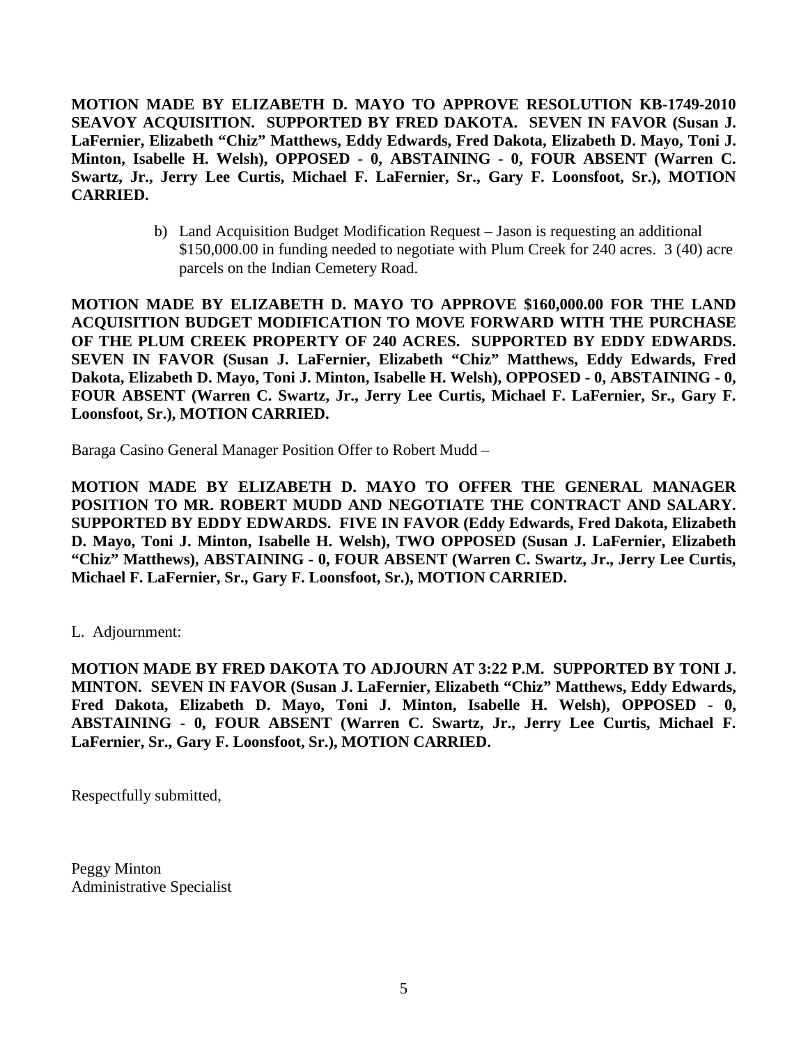**MOTION MADE BY ELIZABETH D. MAYO TO APPROVE RESOLUTION KB-1749-2010 SEAVOY ACQUISITION. SUPPORTED BY FRED DAKOTA. SEVEN IN FAVOR (Susan J. LaFernier, Elizabeth "Chiz" Matthews, Eddy Edwards, Fred Dakota, Elizabeth D. Mayo, Toni J. Minton, Isabelle H. Welsh), OPPOSED - 0, ABSTAINING - 0, FOUR ABSENT (Warren C. Swartz, Jr., Jerry Lee Curtis, Michael F. LaFernier, Sr., Gary F. Loonsfoot, Sr.), MOTION CARRIED.**

b) Land Acquisition Budget Modification Request – Jason is requesting an additional $150,000.00 in funding needed to negotiate with Plum Creek for 240 acres. 3 (40) acre parcels on the Indian Cemetery Road.

**MOTION MADE BY ELIZABETH D. MAYO TO APPROVE $160,000.00 FOR THE LAND ACQUISITION BUDGET MODIFICATION TO MOVE FORWARD WITH THE PURCHASE OF THE PLUM CREEK PROPERTY OF 240 ACRES. SUPPORTED BY EDDY EDWARDS. SEVEN IN FAVOR (Susan J. LaFernier, Elizabeth "Chiz" Matthews, Eddy Edwards, Fred Dakota, Elizabeth D. Mayo, Toni J. Minton, Isabelle H. Welsh), OPPOSED - 0, ABSTAINING - 0, FOUR ABSENT (Warren C. Swartz, Jr., Jerry Lee Curtis, Michael F. LaFernier, Sr., Gary F. Loonsfoot, Sr.), MOTION CARRIED.**

Baraga Casino General Manager Position Offer to Robert Mudd –

**MOTION MADE BY ELIZABETH D. MAYO TO OFFER THE GENERAL MANAGER POSITION TO MR. ROBERT MUDD AND NEGOTIATE THE CONTRACT AND SALARY. SUPPORTED BY EDDY EDWARDS. FIVE IN FAVOR (Eddy Edwards, Fred Dakota, Elizabeth D. Mayo, Toni J. Minton, Isabelle H. Welsh), TWO OPPOSED (Susan J. LaFernier, Elizabeth "Chiz" Matthews), ABSTAINING - 0, FOUR ABSENT (Warren C. Swartz, Jr., Jerry Lee Curtis, Michael F. LaFernier, Sr., Gary F. Loonsfoot, Sr.), MOTION CARRIED.**

L. Adjournment:

**MOTION MADE BY FRED DAKOTA TO ADJOURN AT 3:22 P.M. SUPPORTED BY TONI J. MINTON. SEVEN IN FAVOR (Susan J. LaFernier, Elizabeth "Chiz" Matthews, Eddy Edwards, Fred Dakota, Elizabeth D. Mayo, Toni J. Minton, Isabelle H. Welsh), OPPOSED - 0, ABSTAINING - 0, FOUR ABSENT (Warren C. Swartz, Jr., Jerry Lee Curtis, Michael F. LaFernier, Sr., Gary F. Loonsfoot, Sr.), MOTION CARRIED.**

Respectfully submitted,

Peggy Minton
Administrative Specialist